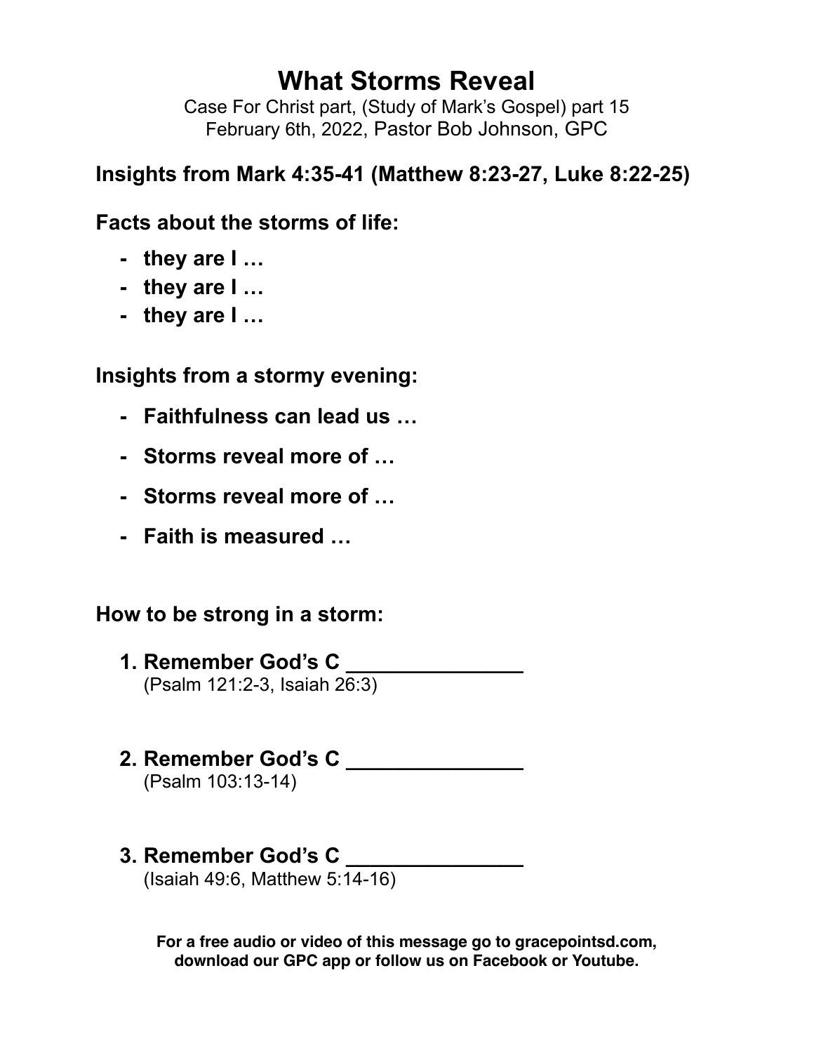# What Storms Reveal

Case For Christ part, (Study of Mark's Gospel) part 15
February 6th, 2022, Pastor Bob Johnson, GPC

## Insights from Mark 4:35-41 (Matthew 8:23-27, Luke 8:22-25)

### Facts about the storms of life:

- **they are I …**
- **they are I …**
- **they are I …**

### Insights from a stormy evening:

- **Faithfulness can lead us …**
- **Storms reveal more of …**
- **Storms reveal more of …**
- **Faith is measured …**

### How to be strong in a storm:

1. **Remember God's C _______________**
   (Psalm 121:2-3, Isaiah 26:3)

2. **Remember God's C _______________**
   (Psalm 103:13-14)

3. **Remember God's C _______________**
   (Isaiah 49:6, Matthew 5:14-16)

**For a free audio or video of this message go to gracepointsd.com, download our GPC app or follow us on Facebook or Youtube.**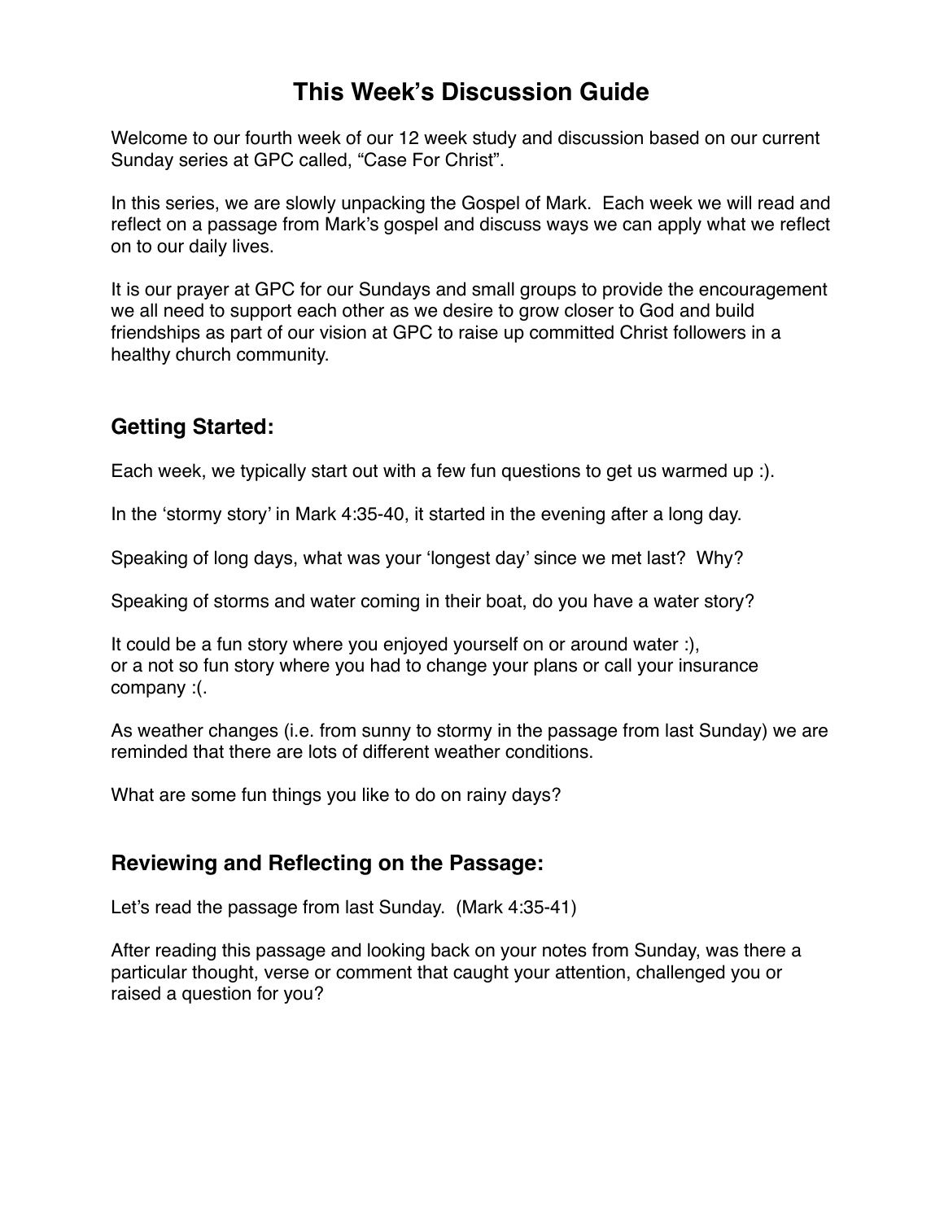# This Week's Discussion Guide

Welcome to our fourth week of our 12 week study and discussion based on our current Sunday series at GPC called, "Case For Christ".

In this series, we are slowly unpacking the Gospel of Mark. Each week we will read and reflect on a passage from Mark's gospel and discuss ways we can apply what we reflect on to our daily lives.

It is our prayer at GPC for our Sundays and small groups to provide the encouragement we all need to support each other as we desire to grow closer to God and build friendships as part of our vision at GPC to raise up committed Christ followers in a healthy church community.

## Getting Started:

Each week, we typically start out with a few fun questions to get us warmed up :).

In the 'stormy story' in Mark 4:35-40, it started in the evening after a long day.

Speaking of long days, what was your 'longest day' since we met last? Why?

Speaking of storms and water coming in their boat, do you have a water story?

It could be a fun story where you enjoyed yourself on or around water :),
or a not so fun story where you had to change your plans or call your insurance company :(.

As weather changes (i.e. from sunny to stormy in the passage from last Sunday) we are reminded that there are lots of different weather conditions.

What are some fun things you like to do on rainy days?

## Reviewing and Reflecting on the Passage:

Let's read the passage from last Sunday. (Mark 4:35-41)

After reading this passage and looking back on your notes from Sunday, was there a particular thought, verse or comment that caught your attention, challenged you or raised a question for you?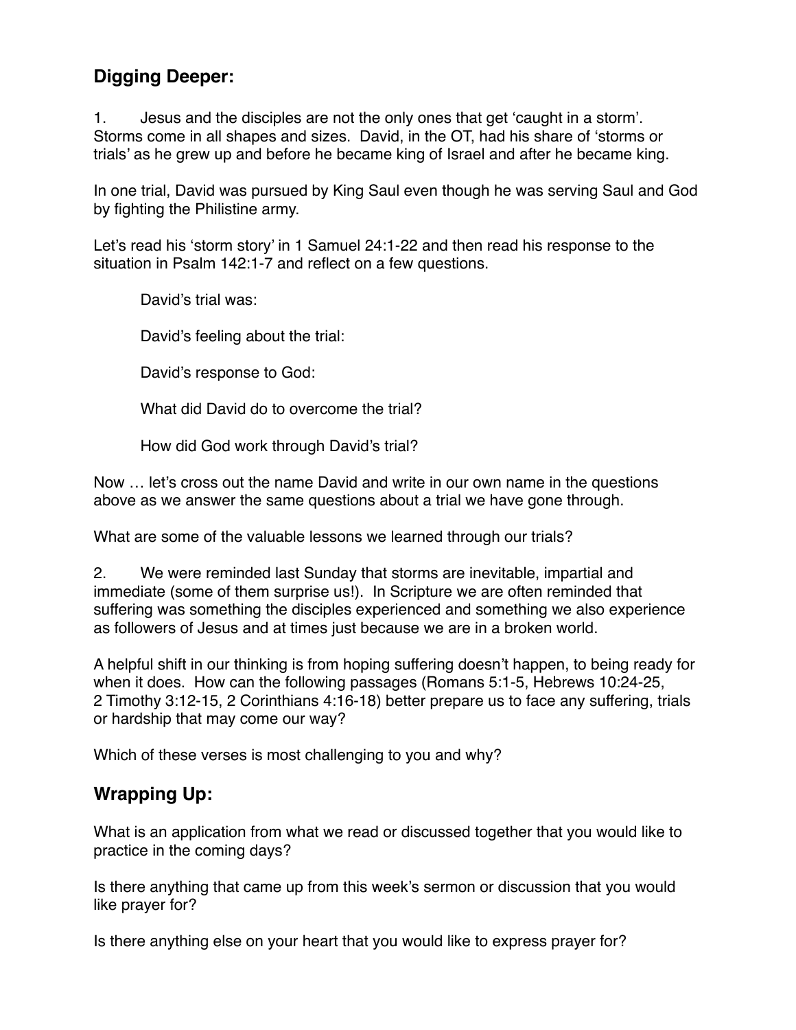## Digging Deeper:

1. Jesus and the disciples are not the only ones that get 'caught in a storm'. Storms come in all shapes and sizes. David, in the OT, had his share of 'storms or trials' as he grew up and before he became king of Israel and after he became king.

In one trial, David was pursued by King Saul even though he was serving Saul and God by fighting the Philistine army.

Let's read his 'storm story' in 1 Samuel 24:1-22 and then read his response to the situation in Psalm 142:1-7 and reflect on a few questions.

David's trial was:

David's feeling about the trial:

David's response to God:

What did David do to overcome the trial?

How did God work through David's trial?

Now … let's cross out the name David and write in our own name in the questions above as we answer the same questions about a trial we have gone through.

What are some of the valuable lessons we learned through our trials?

2. We were reminded last Sunday that storms are inevitable, impartial and immediate (some of them surprise us!). In Scripture we are often reminded that suffering was something the disciples experienced and something we also experience as followers of Jesus and at times just because we are in a broken world.

A helpful shift in our thinking is from hoping suffering doesn't happen, to being ready for when it does. How can the following passages (Romans 5:1-5, Hebrews 10:24-25, 2 Timothy 3:12-15, 2 Corinthians 4:16-18) better prepare us to face any suffering, trials or hardship that may come our way?

Which of these verses is most challenging to you and why?

## Wrapping Up:

What is an application from what we read or discussed together that you would like to practice in the coming days?

Is there anything that came up from this week's sermon or discussion that you would like prayer for?

Is there anything else on your heart that you would like to express prayer for?